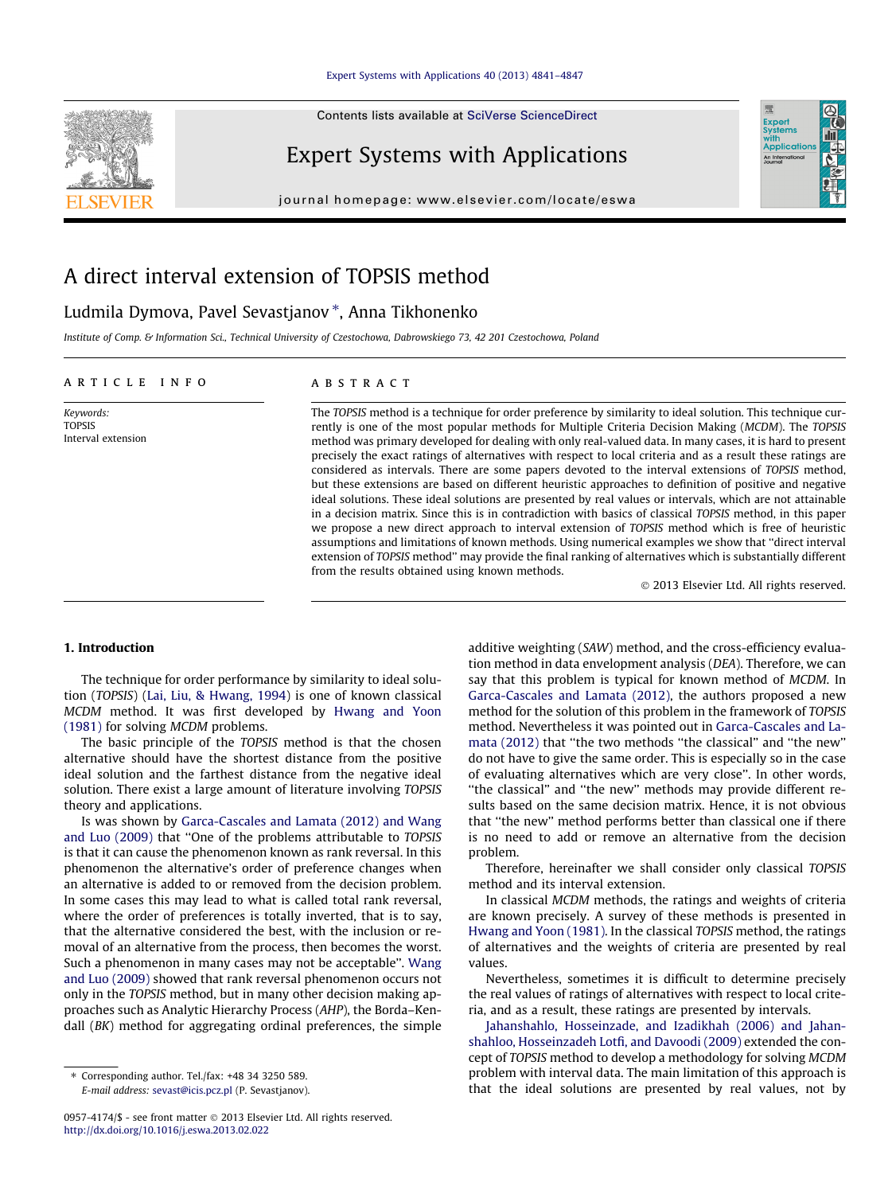# A direct interval extension of TOPSIS method

Ludmila Dymova, Pavel Sevastjanov *, Anna Tikhonenko

*Institute of Comp. & Information Sci., Technical University of Czestochowa, Dabrowskiego 73, 42 201 Czestochowa, Poland*

**ARTICLE INFO**

*Keywords:*
TOPSIS
Interval extension

**ABSTRACT**

The *TOPSIS* method is a technique for order preference by similarity to ideal solution. This technique currently is one of the most popular methods for Multiple Criteria Decision Making (*MCDM*). The *TOPSIS* method was primary developed for dealing with only real-valued data. In many cases, it is hard to present precisely the exact ratings of alternatives with respect to local criteria and as a result these ratings are considered as intervals. There are some papers devoted to the interval extensions of *TOPSIS* method, but these extensions are based on different heuristic approaches to definition of positive and negative ideal solutions. These ideal solutions are presented by real values or intervals, which are not attainable in a decision matrix. Since this is in contradiction with basics of classical *TOPSIS* method, in this paper we propose a new direct approach to interval extension of *TOPSIS* method which is free of heuristic assumptions and limitations of known methods. Using numerical examples we show that "direct interval extension of *TOPSIS* method" may provide the final ranking of alternatives which is substantially different from the results obtained using known methods.

© 2013 Elsevier Ltd. All rights reserved.

## 1. Introduction

The technique for order performance by similarity to ideal solution (*TOPSIS*) (Lai, Liu, & Hwang, 1994) is one of known classical *MCDM* method. It was first developed by Hwang and Yoon (1981) for solving *MCDM* problems.

The basic principle of the *TOPSIS* method is that the chosen alternative should have the shortest distance from the positive ideal solution and the farthest distance from the negative ideal solution. There exist a large amount of literature involving *TOPSIS* theory and applications.

Is was shown by Garca-Cascales and Lamata (2012) and Wang and Luo (2009) that "One of the problems attributable to *TOPSIS* is that it can cause the phenomenon known as rank reversal. In this phenomenon the alternative's order of preference changes when an alternative is added to or removed from the decision problem. In some cases this may lead to what is called total rank reversal, where the order of preferences is totally inverted, that is to say, that the alternative considered the best, with the inclusion or removal of an alternative from the process, then becomes the worst. Such a phenomenon in many cases may not be acceptable". Wang and Luo (2009) showed that rank reversal phenomenon occurs not only in the *TOPSIS* method, but in many other decision making approaches such as Analytic Hierarchy Process (*AHP*), the Borda–Kendall (*BK*) method for aggregating ordinal preferences, the simple additive weighting (*SAW*) method, and the cross-efficiency evaluation method in data envelopment analysis (*DEA*). Therefore, we can say that this problem is typical for known method of *MCDM*. In Garca-Cascales and Lamata (2012), the authors proposed a new method for the solution of this problem in the framework of *TOPSIS* method. Nevertheless it was pointed out in Garca-Cascales and Lamata (2012) that "the two methods "the classical" and "the new" do not have to give the same order. This is especially so in the case of evaluating alternatives which are very close". In other words, "the classical" and "the new" methods may provide different results based on the same decision matrix. Hence, it is not obvious that "the new" method performs better than classical one if there is no need to add or remove an alternative from the decision problem.

Therefore, hereinafter we shall consider only classical *TOPSIS* method and its interval extension.

In classical *MCDM* methods, the ratings and weights of criteria are known precisely. A survey of these methods is presented in Hwang and Yoon (1981). In the classical *TOPSIS* method, the ratings of alternatives and the weights of criteria are presented by real values.

Nevertheless, sometimes it is difficult to determine precisely the real values of ratings of alternatives with respect to local criteria, and as a result, these ratings are presented by intervals.

Jahanshahlo, Hosseinzade, and Izadikhah (2006) and Jahanshahloo, Hosseinzadeh Lotfi, and Davoodi (2009) extended the concept of *TOPSIS* method to develop a methodology for solving *MCDM* problem with interval data. The main limitation of this approach is that the ideal solutions are presented by real values, not by

* Corresponding author. Tel./fax: +48 34 3250 589.
E-mail address: sevast@icis.pcz.pl (P. Sevastjanov).

0957-4174/$ - see front matter © 2013 Elsevier Ltd. All rights reserved.
http://dx.doi.org/10.1016/j.eswa.2013.02.022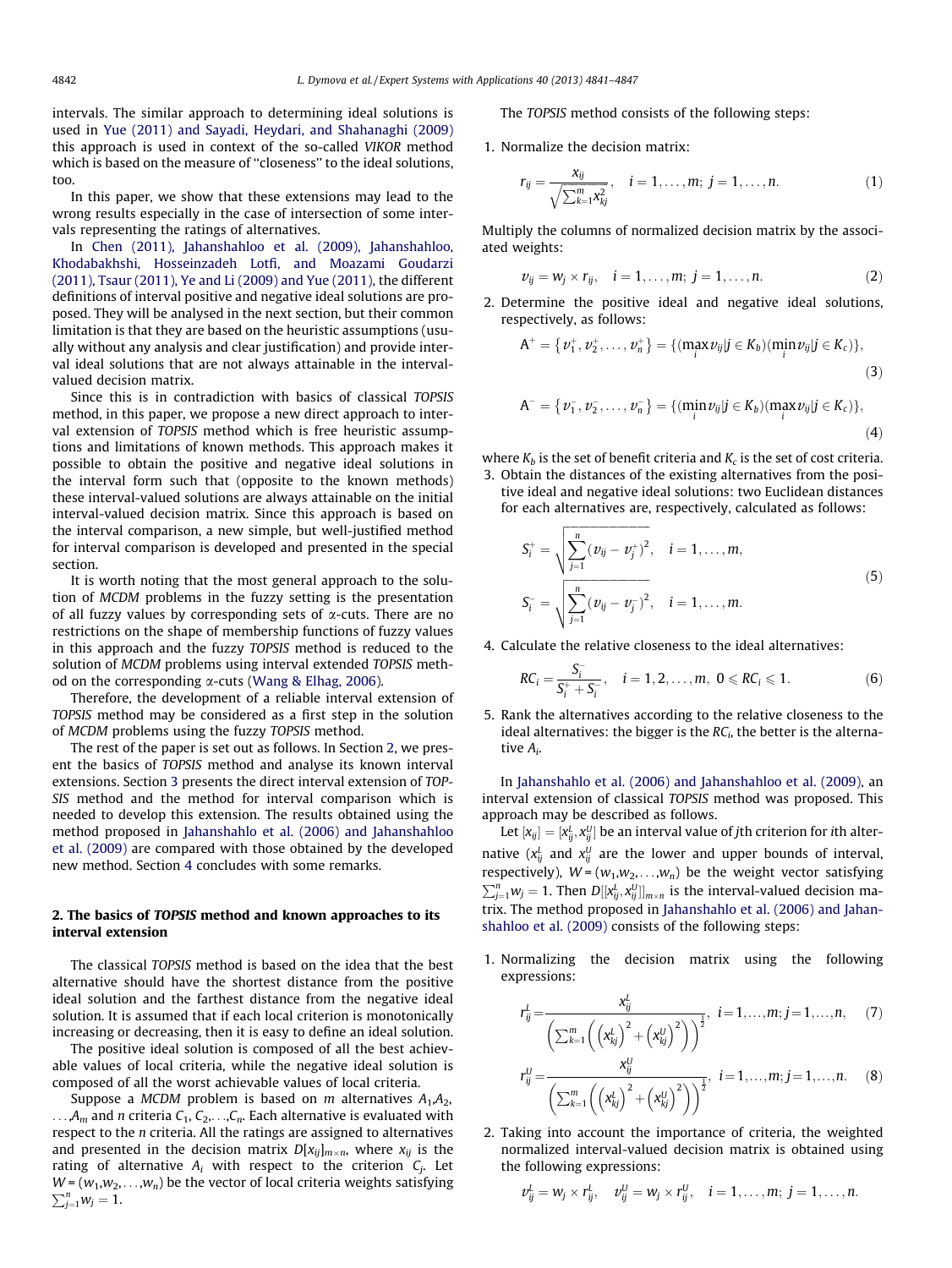intervals. The similar approach to determining ideal solutions is used in Yue (2011) and Sayadi, Heydari, and Shahanaghi (2009) this approach is used in context of the so-called *VIKOR* method which is based on the measure of "closeness" to the ideal solutions, too.

In this paper, we show that these extensions may lead to the wrong results especially in the case of intersection of some intervals representing the ratings of alternatives.

In Chen (2011), Jahanshahloo et al. (2009), Jahanshahloo, Khodabakhshi, Hosseinzadeh Lotfi, and Moazami Goudarzi (2011), Tsaur (2011), Ye and Li (2009) and Yue (2011), the different definitions of interval positive and negative ideal solutions are proposed. They will be analysed in the next section, but their common limitation is that they are based on the heuristic assumptions (usually without any analysis and clear justification) and provide interval ideal solutions that are not always attainable in the interval-valued decision matrix.

Since this is in contradiction with basics of classical *TOPSIS* method, in this paper, we propose a new direct approach to interval extension of *TOPSIS* method which is free heuristic assumptions and limitations of known methods. This approach makes it possible to obtain the positive and negative ideal solutions in the interval form such that (opposite to the known methods) these interval-valued solutions are always attainable on the initial interval-valued decision matrix. Since this approach is based on the interval comparison, a new simple, but well-justified method for interval comparison is developed and presented in the special section.

It is worth noting that the most general approach to the solution of *MCDM* problems in the fuzzy setting is the presentation of all fuzzy values by corresponding sets of α-cuts. There are no restrictions on the shape of membership functions of fuzzy values in this approach and the fuzzy *TOPSIS* method is reduced to the solution of *MCDM* problems using interval extended *TOPSIS* method on the corresponding α-cuts (Wang & Elhag, 2006).

Therefore, the development of a reliable interval extension of *TOPSIS* method may be considered as a first step in the solution of *MCDM* problems using the fuzzy *TOPSIS* method.

The rest of the paper is set out as follows. In Section 2, we present the basics of *TOPSIS* method and analyse its known interval extensions. Section 3 presents the direct interval extension of *TOPSIS* method and the method for interval comparison which is needed to develop this extension. The results obtained using the method proposed in Jahanshahloo et al. (2006) and Jahanshahloo et al. (2009) are compared with those obtained by the developed new method. Section 4 concludes with some remarks.

## 2. The basics of *TOPSIS* method and known approaches to its interval extension

The classical *TOPSIS* method is based on the idea that the best alternative should have the shortest distance from the positive ideal solution and the farthest distance from the negative ideal solution. It is assumed that if each local criterion is monotonically increasing or decreasing, then it is easy to define an ideal solution.

The positive ideal solution is composed of all the best achievable values of local criteria, while the negative ideal solution is composed of all the worst achievable values of local criteria.

Suppose a *MCDM* problem is based on $m$ alternatives $A_1, A_2, \ldots, A_m$ and $n$ criteria $C_1, C_2, \ldots, C_n$. Each alternative is evaluated with respect to the $n$ criteria. All the ratings are assigned to alternatives and presented in the decision matrix $D[x_{ij}]_{m\times n}$, where $x_{ij}$ is the rating of alternative $A_i$ with respect to the criterion $C_j$. Let $W = (w_1, w_2, \ldots, w_n)$ be the vector of local criteria weights satisfying $\sum_{j=1}^{n} w_j = 1$.

The *TOPSIS* method consists of the following steps:

1. Normalize the decision matrix:

$$r_{ij} = \frac{x_{ij}}{\sqrt{\sum_{k=1}^{m} x_{kj}^2}}, \quad i = 1, \ldots, m; \; j = 1, \ldots, n. \tag{1}$$

Multiply the columns of normalized decision matrix by the associated weights:

$$v_{ij} = w_j \times r_{ij}, \quad i = 1, \ldots, m; \; j = 1, \ldots, n. \tag{2}$$

2. Determine the positive ideal and negative ideal solutions, respectively, as follows:

$$A^+ = \{v_1^+, v_2^+, \ldots, v_n^+\} = \{(\max_i v_{ij} | j \in K_b)(\min_i v_{ij} | j \in K_c)\}, \tag{3}$$

$$A^- = \{v_1^-, v_2^-, \ldots, v_n^-\} = \{(\min_i v_{ij} | j \in K_b)(\max_i v_{ij} | j \in K_c)\}, \tag{4}$$

where $K_b$ is the set of benefit criteria and $K_c$ is the set of cost criteria.

3. Obtain the distances of the existing alternatives from the positive ideal and negative ideal solutions: two Euclidean distances for each alternatives are, respectively, calculated as follows:

$$S_i^+ = \sqrt{\sum_{j=1}^{n} (v_{ij} - v_j^+)^2}, \quad i = 1, \ldots, m,$$
$$S_i^- = \sqrt{\sum_{j=1}^{n} (v_{ij} - v_j^-)^2}, \quad i = 1, \ldots, m. \tag{5}$$

4. Calculate the relative closeness to the ideal alternatives:

$$RC_i = \frac{S_i^-}{S_i^+ + S_i^-}, \quad i = 1, 2, \ldots, m, \; 0 \leqslant RC_i \leqslant 1. \tag{6}$$

5. Rank the alternatives according to the relative closeness to the ideal alternatives: the bigger is the $RC_i$, the better is the alternative $A_i$.

In Jahanshahloo et al. (2006) and Jahanshahloo et al. (2009), an interval extension of classical *TOPSIS* method was proposed. This approach may be described as follows.

Let $[x_{ij}] = [x_{ij}^L, x_{ij}^U]$ be an interval value of $j$th criterion for $i$th alternative ($x_{ij}^L$ and $x_{ij}^U$ are the lower and upper bounds of interval, respectively), $W = (w_1, w_2, \ldots, w_n)$ be the weight vector satisfying $\sum_{j=1}^{n} w_j = 1$. Then $D[[x_{ij}^L, x_{ij}^U]]_{m\times n}$ is the interval-valued decision matrix. The method proposed in Jahanshahloo et al. (2006) and Jahanshahloo et al. (2009) consists of the following steps:

1. Normalizing the decision matrix using the following expressions:

$$r_{ij}^L = \frac{x_{ij}^L}{\left(\sum_{k=1}^{m}\left(\left(x_{kj}^L\right)^2 + \left(x_{kj}^U\right)^2\right)\right)^{\frac{1}{2}}}, \quad i = 1, \ldots, m; j = 1, \ldots, n, \tag{7}$$

$$r_{ij}^U = \frac{x_{ij}^U}{\left(\sum_{k=1}^{m}\left(\left(x_{kj}^L\right)^2 + \left(x_{kj}^U\right)^2\right)\right)^{\frac{1}{2}}}, \quad i = 1, \ldots, m; j = 1, \ldots, n. \tag{8}$$

2. Taking into account the importance of criteria, the weighted normalized interval-valued decision matrix is obtained using the following expressions:

$$v_{ij}^L = w_j \times r_{ij}^L, \quad v_{ij}^U = w_j \times r_{ij}^U, \quad i = 1, \ldots, m; \; j = 1, \ldots, n.$$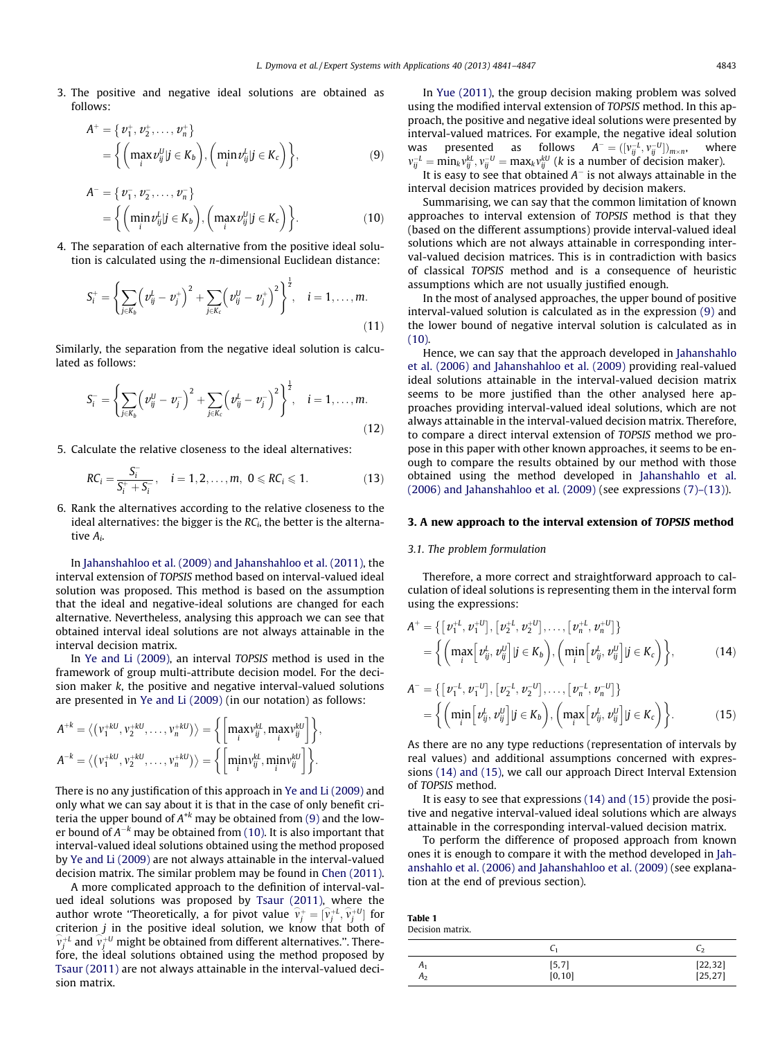3. The positive and negative ideal solutions are obtained as follows:

$$A^{+} = \{v_1^{+}, v_2^{+}, \ldots, v_n^{+}\} = \left\{\left(\max_i v_{ij}^{U} | j \in K_b\right), \left(\min_i v_{ij}^{L} | j \in K_c\right)\right\}, \quad (9)$$

$$A^{-} = \{v_1^{-}, v_2^{-}, \ldots, v_n^{-}\} = \left\{\left(\min_i v_{ij}^{L} | j \in K_b\right), \left(\max_i v_{ij}^{U} | j \in K_c\right)\right\}. \quad (10)$$

4. The separation of each alternative from the positive ideal solution is calculated using the $n$-dimensional Euclidean distance:

$$S_i^{+} = \left\{\sum_{j \in K_b}\left(v_{ij}^{L} - v_j^{+}\right)^2 + \sum_{j \in K_c}\left(v_{ij}^{U} - v_j^{+}\right)^2\right\}^{\frac{1}{2}}, \quad i = 1, \ldots, m. \quad (11)$$

Similarly, the separation from the negative ideal solution is calculated as follows:

$$S_i^{-} = \left\{\sum_{j \in K_b}\left(v_{ij}^{U} - v_j^{-}\right)^2 + \sum_{j \in K_c}\left(v_{ij}^{L} - v_j^{-}\right)^2\right\}^{\frac{1}{2}}, \quad i = 1, \ldots, m. \quad (12)$$

5. Calculate the relative closeness to the ideal alternatives:

$$RC_i = \frac{S_i^{-}}{S_i^{+} + S_i^{-}}, \quad i = 1, 2, \ldots, m, \; 0 \leqslant RC_i \leqslant 1. \quad (13)$$

6. Rank the alternatives according to the relative closeness to the ideal alternatives: the bigger is the $RC_i$, the better is the alternative $A_i$.

In Jahanshahloo et al. (2009) and Jahanshahloo et al. (2011), the interval extension of *TOPSIS* method based on interval-valued ideal solution was proposed. This method is based on the assumption that the ideal and negative-ideal solutions are changed for each alternative. Nevertheless, analysing this approach we can see that obtained interval ideal solutions are not always attainable in the interval decision matrix.

In Ye and Li (2009), an interval *TOPSIS* method is used in the framework of group multi-attribute decision model. For the decision maker $k$, the positive and negative interval-valued solutions are presented in Ye and Li (2009) (in our notation) as follows:

$$A^{+k} = \langle (v_1^{+kU}, v_2^{+kU}, \ldots, v_n^{+kU}) \rangle = \left\{\left[\max_i v_{ij}^{kL}, \max_i v_{ij}^{kU}\right]\right\},$$

$$A^{-k} = \langle (v_1^{+kU}, v_2^{+kU}, \ldots, v_n^{+kU}) \rangle = \left\{\left[\min_i v_{ij}^{kL}, \min_i v_{ij}^{kU}\right]\right\}.$$

There is no any justification of this approach in Ye and Li (2009) and only what we can say about it is that in the case of only benefit criteria the upper bound of $A^{+k}$ may be obtained from (9) and the lower bound of $A^{-k}$ may be obtained from (10). It is also important that interval-valued ideal solutions obtained using the method proposed by Ye and Li (2009) are not always attainable in the interval-valued decision matrix. The similar problem may be found in Chen (2011).

A more complicated approach to the definition of interval-valued ideal solutions was proposed by Tsaur (2011), where the author wrote "Theoretically, a for pivot value $\widehat{v}_j^{+} = [\widehat{v}_j^{+L}, \widehat{v}_j^{+U}]$ for criterion $j$ in the positive ideal solution, we know that both of $\widehat{v}_j^{+L}$ and $\widehat{v}_j^{+U}$ might be obtained from different alternatives.". Therefore, the ideal solutions obtained using the method proposed by Tsaur (2011) are not always attainable in the interval-valued decision matrix.

In Yue (2011), the group decision making problem was solved using the modified interval extension of *TOPSIS* method. In this approach, the positive and negative ideal solutions were presented by interval-valued matrices. For example, the negative ideal solution was presented as follows $A^{-} = ([v_{ij}^{-L}, v_{ij}^{-U}])_{m \times n}$, where $v_{ij}^{-L} = \min_k v_{ij}^{kL}, v_{ij}^{-U} = \max_k v_{ij}^{kU}$ ($k$ is a number of decision maker).

It is easy to see that obtained $A^{-}$ is not always attainable in the interval decision matrices provided by decision makers.

Summarising, we can say that the common limitation of known approaches to interval extension of *TOPSIS* method is that they (based on the different assumptions) provide interval-valued ideal solutions which are not always attainable in corresponding interval-valued decision matrices. This is in contradiction with basics of classical *TOPSIS* method and is a consequence of heuristic assumptions which are not usually justified enough.

In the most of analysed approaches, the upper bound of positive interval-valued solution is calculated as in the expression (9) and the lower bound of negative interval solution is calculated as in (10).

Hence, we can say that the approach developed in Jahanshahlo et al. (2006) and Jahanshahloo et al. (2009) providing real-valued ideal solutions attainable in the interval-valued decision matrix seems to be more justified than the other analysed here approaches providing interval-valued ideal solutions, which are not always attainable in the interval-valued decision matrix. Therefore, to compare a direct interval extension of *TOPSIS* method we propose in this paper with other known approaches, it seems to be enough to compare the results obtained by our method with those obtained using the method developed in Jahanshahlo et al. (2006) and Jahanshahloo et al. (2009) (see expressions (7)–(13)).

## 3. A new approach to the interval extension of *TOPSIS* method

### 3.1. The problem formulation

Therefore, a more correct and straightforward approach to calculation of ideal solutions is representing them in the interval form using the expressions:

$$A^{+} = \{[v_1^{+L}, v_1^{+U}], [v_2^{+L}, v_2^{+U}], \ldots, [v_n^{+L}, v_n^{+U}]\} = \left\{\left(\max_i\left[v_{ij}^{L}, v_{ij}^{U}\right] | j \in K_b\right), \left(\min_i\left[v_{ij}^{L}, v_{ij}^{U}\right] | j \in K_c\right)\right\}, \quad (14)$$

$$A^{-} = \{[v_1^{-L}, v_1^{-U}], [v_2^{-L}, v_2^{-U}], \ldots, [v_n^{-L}, v_n^{-U}]\} = \left\{\left(\min_i\left[v_{ij}^{L}, v_{ij}^{U}\right] | j \in K_b\right), \left(\max_i\left[v_{ij}^{L}, v_{ij}^{U}\right] | j \in K_c\right)\right\}. \quad (15)$$

As there are no any type reductions (representation of intervals by real values) and additional assumptions concerned with expressions (14) and (15), we call our approach Direct Interval Extension of *TOPSIS* method.

It is easy to see that expressions (14) and (15) provide the positive and negative interval-valued ideal solutions which are always attainable in the corresponding interval-valued decision matrix.

To perform the difference of proposed approach from known ones it is enough to compare it with the method developed in Jahanshahlo et al. (2006) and Jahanshahloo et al. (2009) (see explanation at the end of previous section).

**Table 1**
Decision matrix.

| | $C_1$ | $C_2$ |
|---|---|---|
| $A_1$ | [5,7] | [22,32] |
| $A_2$ | [0,10] | [25,27] |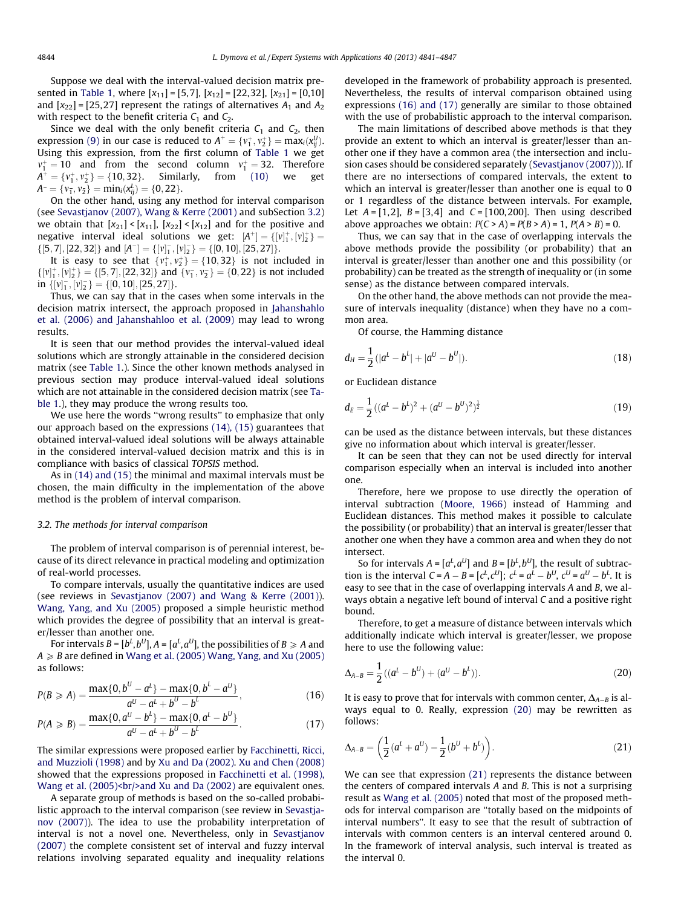Suppose we deal with the interval-valued decision matrix presented in Table 1, where $[x_{11}]$ = [5,7], $[x_{12}]$ = [22,32], $[x_{21}]$ = [0,10] and $[x_{22}]$ = [25,27] represent the ratings of alternatives $A_1$ and $A_2$ with respect to the benefit criteria $C_1$ and $C_2$.

Since we deal with the only benefit criteria $C_1$ and $C_2$, then expression (9) in our case is reduced to $A^+ = \{v_1^+, v_2^+\} = \max_i(x_{ij}^U)$. Using this expression, from the first column of Table 1 we get $v_1^+ = 10$ and from the second column $v_1^+ = 32$. Therefore $A^+ = \{v_1^+, v_2^+\} = \{10, 32\}$. Similarly, from (10) we get $A^- = \{v_1^-, v_2^-\} = \min_i(x_{ij}^L) = \{0, 22\}$.

On the other hand, using any method for interval comparison (see Sevastjanov (2007), Wang & Kerre (2001) and subSection 3.2) we obtain that $[x_{21}] < [x_{11}]$, $[x_{22}] < [x_{12}]$ and for the positive and negative interval ideal solutions we get: $[A^+] = \{[v]_1^+, [v]_2^+\} = \{[5,7], [22,32]\}$ and $[A^-] = \{[v]_1^-, [v]_2^-\} = \{[0,10], [25,27]\}$.

It is easy to see that $\{v_1^+, v_2^+\} = \{10, 32\}$ is not included in $\{[v]_1^+, [v]_2^+\} = \{[5,7], [22,32]\}$ and $\{v_1^-, v_2^-\} = \{0, 22\}$ is not included in $\{[v]_1^-, [v]_2^-\} = \{[0,10], [25,27]\}$.

Thus, we can say that in the cases when some intervals in the decision matrix intersect, the approach proposed in Jahanshahlo et al. (2006) and Jahanshahloo et al. (2009) may lead to wrong results.

It is seen that our method provides the interval-valued ideal solutions which are strongly attainable in the considered decision matrix (see Table 1.). Since the other known methods analysed in previous section may produce interval-valued ideal solutions which are not attainable in the considered decision matrix (see Table 1.), they may produce the wrong results too.

We use here the words "wrong results" to emphasize that only our approach based on the expressions (14), (15) guarantees that obtained interval-valued ideal solutions will be always attainable in the considered interval-valued decision matrix and this is in compliance with basics of classical *TOPSIS* method.

As in (14) and (15) the minimal and maximal intervals must be chosen, the main difficulty in the implementation of the above method is the problem of interval comparison.

### 3.2. The methods for interval comparison

The problem of interval comparison is of perennial interest, because of its direct relevance in practical modeling and optimization of real-world processes.

To compare intervals, usually the quantitative indices are used (see reviews in Sevastjanov (2007) and Wang & Kerre (2001)). Wang, Yang, and Xu (2005) proposed a simple heuristic method which provides the degree of possibility that an interval is greater/lesser than another one.

For intervals $B = [b^L, b^U]$, $A = [a^L, a^U]$, the possibilities of $B \geqslant A$ and $A \geqslant B$ are defined in Wang et al. (2005) Wang, Yang, and Xu (2005) as follows:

$$P(B \geqslant A) = \frac{\max\{0, b^U - a^L\} - \max\{0, b^L - a^U\}}{a^U - a^L + b^U - b^L}, \tag{16}$$

$$P(A \geqslant B) = \frac{\max\{0, a^U - b^L\} - \max\{0, a^L - b^U\}}{a^U - a^L + b^U - b^L}. \tag{17}$$

The similar expressions were proposed earlier by Facchinetti, Ricci, and Muzzioli (1998) and by Xu and Da (2002). Xu and Chen (2008) showed that the expressions proposed in Facchinetti et al. (1998), Wang et al. (2005)<br/>and Xu and Da (2002) are equivalent ones.

A separate group of methods is based on the so-called probabilistic approach to the interval comparison (see review in Sevastjanov (2007)). The idea to use the probability interpretation of interval is not a novel one. Nevertheless, only in Sevastjanov (2007) the complete consistent set of interval and fuzzy interval relations involving separated equality and inequality relations developed in the framework of probability approach is presented. Nevertheless, the results of interval comparison obtained using expressions (16) and (17) generally are similar to those obtained with the use of probabilistic approach to the interval comparison.

The main limitations of described above methods is that they provide an extent to which an interval is greater/lesser than another one if they have a common area (the intersection and inclusion cases should be considered separately (Sevastjanov (2007))). If there are no intersections of compared intervals, the extent to which an interval is greater/lesser than another one is equal to 0 or 1 regardless of the distance between intervals. For example, Let $A$ = [1,2], $B$ = [3,4] and $C$ = [100,200]. Then using described above approaches we obtain: $P(C > A) = P(B > A) = 1$, $P(A > B) = 0$.

Thus, we can say that in the case of overlapping intervals the above methods provide the possibility (or probability) that an interval is greater/lesser than another one and this possibility (or probability) can be treated as the strength of inequality or (in some sense) as the distance between compared intervals.

On the other hand, the above methods can not provide the measure of intervals inequality (distance) when they have no a common area.

Of course, the Hamming distance

$$d_H = \frac{1}{2}(|a^L - b^L| + |a^U - b^U|). \tag{18}$$

or Euclidean distance

$$d_E = \frac{1}{2}((a^L - b^L)^2 + (a^U - b^U)^2)^{\frac{1}{2}} \tag{19}$$

can be used as the distance between intervals, but these distances give no information about which interval is greater/lesser.

It can be seen that they can not be used directly for interval comparison especially when an interval is included into another one.

Therefore, here we propose to use directly the operation of interval subtraction (Moore, 1966) instead of Hamming and Euclidean distances. This method makes it possible to calculate the possibility (or probability) that an interval is greater/lesser that another one when they have a common area and when they do not intersect.

So for intervals $A = [a^L, a^U]$ and $B = [b^L, b^U]$, the result of subtraction is the interval $C = A - B = [c^L, c^U]$; $c^L = a^L - b^U$, $c^U = a^U - b^L$. It is easy to see that in the case of overlapping intervals $A$ and $B$, we always obtain a negative left bound of interval $C$ and a positive right bound.

Therefore, to get a measure of distance between intervals which additionally indicate which interval is greater/lesser, we propose here to use the following value:

$$\Delta_{A-B} = \frac{1}{2}((a^L - b^U) + (a^U - b^L)). \tag{20}$$

It is easy to prove that for intervals with common center, $\Delta_{A-B}$ is always equal to 0. Really, expression (20) may be rewritten as follows:

$$\Delta_{A-B} = \left(\frac{1}{2}(a^L + a^U) - \frac{1}{2}(b^U + b^L)\right). \tag{21}$$

We can see that expression (21) represents the distance between the centers of compared intervals $A$ and $B$. This is not a surprising result as Wang et al. (2005) noted that most of the proposed methods for interval comparison are "totally based on the midpoints of interval numbers". It easy to see that the result of subtraction of intervals with common centers is an interval centered around 0. In the framework of interval analysis, such interval is treated as the interval 0.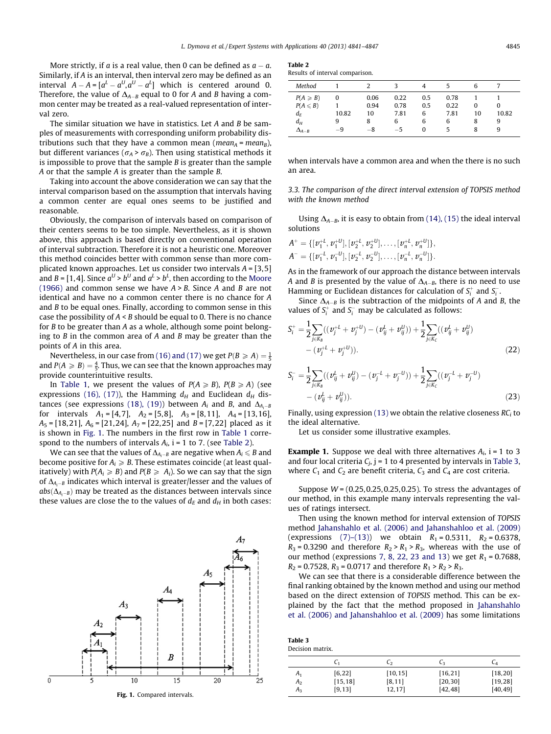More strictly, if $a$ is a real value, then 0 can be defined as $a - a$. Similarly, if $A$ is an interval, then interval zero may be defined as an interval $A - A = [a^L - a^U, a^U - a^L]$ which is centered around 0. Therefore, the value of $\Delta_{A-B}$ equal to 0 for $A$ and $B$ having a common center may be treated as a real-valued representation of interval zero.

The similar situation we have in statistics. Let $A$ and $B$ be samples of measurements with corresponding uniform probability distributions such that they have a common mean ($mean_A = mean_B$), but different variances ($\sigma_A > \sigma_B$). Then using statistical methods it is impossible to prove that the sample $B$ is greater than the sample $A$ or that the sample $A$ is greater than the sample $B$.

Taking into account the above consideration we can say that the interval comparison based on the assumption that intervals having a common center are equal ones seems to be justified and reasonable.

Obviously, the comparison of intervals based on comparison of their centers seems to be too simple. Nevertheless, as it is shown above, this approach is based directly on conventional operation of interval subtraction. Therefore it is not a heuristic one. Moreover this method coincides better with common sense than more complicated known approaches. Let us consider two intervals $A = [3,5]$ and $B = [1,4]$. Since $a^U > b^U$ and $a^L > b^L$, then according to the Moore (1966) and common sense we have $A > B$. Since $A$ and $B$ are not identical and have no a common center there is no chance for $A$ and $B$ to be equal ones. Finally, according to common sense in this case the possibility of $A < B$ should be equal to 0. There is no chance for $B$ to be greater than $A$ as a whole, although some point belonging to $B$ in the common area of $A$ and $B$ may be greater than the points of $A$ in this area.

Nevertheless, in our case from (16) and (17) we get $P(B \geqslant A) = \frac{1}{5}$ and $P(A \geqslant B) = \frac{4}{5}$. Thus, we can see that the known approaches may provide counterintuitive results.

In Table 1, we present the values of $P(A \geqslant B)$, $P(B \geqslant A)$ (see expressions (16), (17)), the Hamming $d_H$ and Euclidean $d_H$ distances (see expressions (18), (19)) between $A_i$ and $B$, and $\Delta_{A_i-B}$ for intervals $A_1 = [4,7]$, $A_2 = [5,8]$, $A_3 = [8,11]$, $A_4 = [13,16]$, $A_5 = [18,21]$, $A_6 = [21,24]$, $A_7 = [22,25]$ and $B = [7,22]$ placed as it is shown in Fig. 1. The numbers in the first row in Table 1 correspond to the numbers of intervals $A_i$, i = 1 to 7. (see Table 2).

We can see that the values of $\Delta_{A_i-B}$ are negative when $A_i \leqslant B$ and become positive for $A_i \geqslant B$. These estimates coincide (at least qualitatively) with $P(A_i \geqslant B)$ and $P(B \geqslant A_i)$. So we can say that the sign of $\Delta_{A_i-B}$ indicates which interval is greater/lesser and the values of $abs(\Delta_{A_i-B})$ may be treated as the distances between intervals since these values are close the to the values of $d_E$ and $d_H$ in both cases:

Fig. 1. Compared intervals.

**Table 2**
Results of interval comparison.

| Method | 1 | 2 | 3 | 4 | 5 | 6 | 7 |
|---|---|---|---|---|---|---|---|
| $P(A \geqslant B)$ | 0 | 0.06 | 0.22 | 0.5 | 0.78 | 1 | 1 |
| $P(A \leqslant B)$ | 1 | 0.94 | 0.78 | 0.5 | 0.22 | 0 | 0 |
| $d_E$ | 10.82 | 10 | 7.81 | 6 | 7.81 | 10 | 10.82 |
| $d_H$ | 9 | 8 | 6 | 6 | 6 | 8 | 9 |
| $\Delta_{A-B}$ | −9 | −8 | −5 | 0 | 5 | 8 | 9 |

when intervals have a common area and when the there is no such an area.

### 3.3. The comparison of the direct interval extension of TOPSIS method with the known method

Using $\Delta_{A-B}$, it is easy to obtain from (14), (15) the ideal interval solutions

$$A^+ = \{[v_1^{+L}, v_1^{+U}], [v_2^{+L}, v_2^{+U}], \ldots, [v_n^{+L}, v_n^{+U}]\},$$
$$A^- = \{[v_1^{-L}, v_1^{-U}], [v_2^{-L}, v_2^{-U}], \ldots, [v_n^{-L}, v_n^{-U}]\}.$$

As in the framework of our approach the distance between intervals $A$ and $B$ is presented by the value of $\Delta_{A-B}$, there is no need to use Hamming or Euclidean distances for calculation of $S_i^+$ and $S_i^-$.

Since $\Delta_{A-B}$ is the subtraction of the midpoints of $A$ and $B$, the values of $S_i^+$ and $S_i^-$ may be calculated as follows:

$$S_i^+ = \frac{1}{2}\sum_{j \in K_B}((v_j^{+L} + v_j^{+U}) - (v_{ij}^L + v_{ij}^U)) + \frac{1}{2}\sum_{j \in K_C}((v_{ij}^L + v_{ij}^U) - (v_j^{+L} + v_j^{+U})). \tag{22}$$

$$S_i^- = \frac{1}{2}\sum_{j \in K_B}((v_{ij}^L + v_{ij}^U) - (v_j^{-L} + v_j^{-U})) + \frac{1}{2}\sum_{j \in K_C}((v_j^{-L} + v_j^{-U}) - (v_{ij}^L + v_{ij}^U)). \tag{23}$$

Finally, using expression (13) we obtain the relative closeness $RC_i$ to the ideal alternative.

Let us consider some illustrative examples.

**Example 1.** Suppose we deal with three alternatives $A_i$, i = 1 to 3 and four local criteria $C_j$, j = 1 to 4 presented by intervals in Table 3, where $C_1$ and $C_2$ are benefit criteria, $C_3$ and $C_4$ are cost criteria.

Suppose $W = (0.25, 0.25, 0.25, 0.25)$. To stress the advantages of our method, in this example many intervals representing the values of ratings intersect.

Then using the known method for interval extension of *TOPSIS* method Jahanshahlo et al. (2006) and Jahanshahloo et al. (2009) (expressions (7)–(13)) we obtain $R_1 = 0.5311$, $R_2 = 0.6378$, $R_3 = 0.3290$ and therefore $R_2 > R_1 > R_3$, whereas with the use of our method (expressions 7, 8, 22, 23 and 13) we get $R_1 = 0.7688$, $R_2 = 0.7528$, $R_3 = 0.0717$ and therefore $R_1 > R_2 > R_3$.

We can see that there is a considerable difference between the final ranking obtained by the known method and using our method based on the direct extension of *TOPSIS* method. This can be explained by the fact that the method proposed in Jahanshahlo et al. (2006) and Jahanshahloo et al. (2009) has some limitations

**Table 3**
Decision matrix.

| | $C_1$ | $C_2$ | $C_3$ | $C_4$ |
|---|---|---|---|---|
| $A_1$ | [6,22] | [10,15] | [16,21] | [18,20] |
| $A_2$ | [15,18] | [8,11] | [20,30] | [19,28] |
| $A_3$ | [9,13] | 12,17] | [42,48] | [40,49] |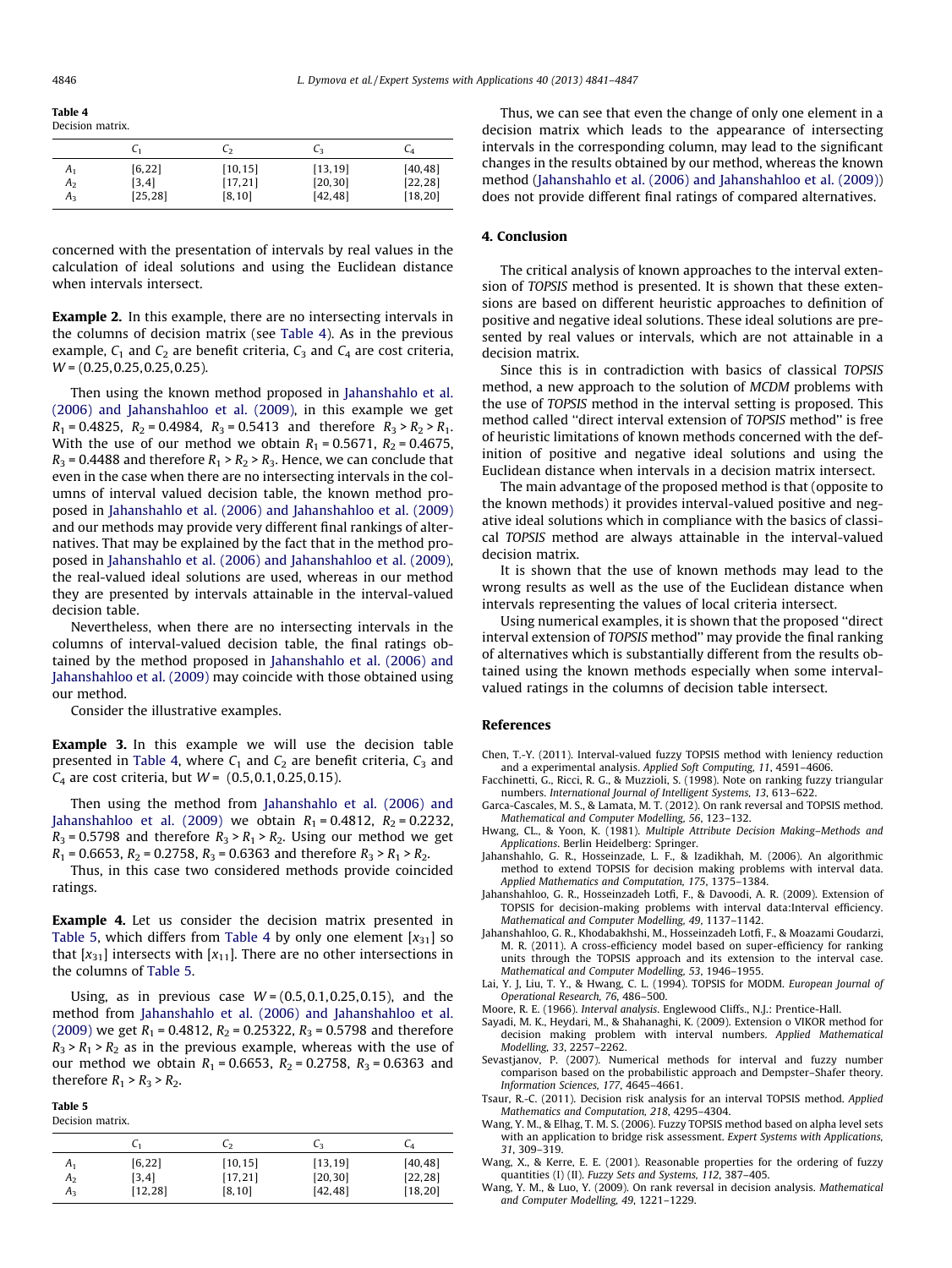Table 4
Decision matrix.

| | $C_1$ | $C_2$ | $C_3$ | $C_4$ |
|---|---|---|---|---|
| $A_1$ | [6,22] | [10,15] | [13,19] | [40,48] |
| $A_2$ | [3,4] | [17,21] | [20,30] | [22,28] |
| $A_3$ | [25,28] | [8,10] | [42,48] | [18,20] |

concerned with the presentation of intervals by real values in the calculation of ideal solutions and using the Euclidean distance when intervals intersect.

**Example 2.** In this example, there are no intersecting intervals in the columns of decision matrix (see Table 4). As in the previous example, $C_1$ and $C_2$ are benefit criteria, $C_3$ and $C_4$ are cost criteria, $W = (0.25, 0.25, 0.25, 0.25)$.

Then using the known method proposed in Jahanshahlo et al. (2006) and Jahanshahloo et al. (2009), in this example we get $R_1 = 0.4825$, $R_2 = 0.4984$, $R_3 = 0.5413$ and therefore $R_3 > R_2 > R_1$. With the use of our method we obtain $R_1 = 0.5671$, $R_2 = 0.4675$, $R_3 = 0.4488$ and therefore $R_1 > R_2 > R_3$. Hence, we can conclude that even in the case when there are no intersecting intervals in the columns of interval valued decision table, the known method proposed in Jahanshahlo et al. (2006) and Jahanshahloo et al. (2009) and our methods may provide very different final rankings of alternatives. That may be explained by the fact that in the method proposed in Jahanshahlo et al. (2006) and Jahanshahloo et al. (2009), the real-valued ideal solutions are used, whereas in our method they are presented by intervals attainable in the interval-valued decision table.

Nevertheless, when there are no intersecting intervals in the columns of interval-valued decision table, the final ratings obtained by the method proposed in Jahanshahlo et al. (2006) and Jahanshahloo et al. (2009) may coincide with those obtained using our method.

Consider the illustrative examples.

**Example 3.** In this example we will use the decision table presented in Table 4, where $C_1$ and $C_2$ are benefit criteria, $C_3$ and $C_4$ are cost criteria, but $W = (0.5, 0.1, 0.25, 0.15)$.

Then using the method from Jahanshahlo et al. (2006) and Jahanshahloo et al. (2009) we obtain $R_1 = 0.4812$, $R_2 = 0.2232$, $R_3 = 0.5798$ and therefore $R_3 > R_1 > R_2$. Using our method we get $R_1 = 0.6653$, $R_2 = 0.2758$, $R_3 = 0.6363$ and therefore $R_3 > R_1 > R_2$.

Thus, in this case two considered methods provide coincided ratings.

**Example 4.** Let us consider the decision matrix presented in Table 5, which differs from Table 4 by only one element $[x_{31}]$ so that $[x_{31}]$ intersects with $[x_{11}]$. There are no other intersections in the columns of Table 5.

Using, as in previous case $W = (0.5, 0.1, 0.25, 0.15)$, and the method from Jahanshahlo et al. (2006) and Jahanshahloo et al. (2009) we get $R_1 = 0.4812$, $R_2 = 0.25322$, $R_3 = 0.5798$ and therefore $R_3 > R_1 > R_2$ as in the previous example, whereas with the use of our method we obtain $R_1 = 0.6653$, $R_2 = 0.2758$, $R_3 = 0.6363$ and therefore $R_1 > R_3 > R_2$.

Table 5
Decision matrix.

| | $C_1$ | $C_2$ | $C_3$ | $C_4$ |
|---|---|---|---|---|
| $A_1$ | [6,22] | [10,15] | [13,19] | [40,48] |
| $A_2$ | [3,4] | [17,21] | [20,30] | [22,28] |
| $A_3$ | [12,28] | [8,10] | [42,48] | [18,20] |

Thus, we can see that even the change of only one element in a decision matrix which leads to the appearance of intersecting intervals in the corresponding column, may lead to the significant changes in the results obtained by our method, whereas the known method (Jahanshahlo et al. (2006) and Jahanshahloo et al. (2009)) does not provide different final ratings of compared alternatives.

## 4. Conclusion

The critical analysis of known approaches to the interval extension of *TOPSIS* method is presented. It is shown that these extensions are based on different heuristic approaches to definition of positive and negative ideal solutions. These ideal solutions are presented by real values or intervals, which are not attainable in a decision matrix.

Since this is in contradiction with basics of classical *TOPSIS* method, a new approach to the solution of *MCDM* problems with the use of *TOPSIS* method in the interval setting is proposed. This method called ''direct interval extension of *TOPSIS* method'' is free of heuristic limitations of known methods concerned with the definition of positive and negative ideal solutions and using the Euclidean distance when intervals in a decision matrix intersect.

The main advantage of the proposed method is that (opposite to the known methods) it provides interval-valued positive and negative ideal solutions which in compliance with the basics of classical *TOPSIS* method are always attainable in the interval-valued decision matrix.

It is shown that the use of known methods may lead to the wrong results as well as the use of the Euclidean distance when intervals representing the values of local criteria intersect.

Using numerical examples, it is shown that the proposed ''direct interval extension of *TOPSIS* method'' may provide the final ranking of alternatives which is substantially different from the results obtained using the known methods especially when some interval-valued ratings in the columns of decision table intersect.

## References

Chen, T.-Y. (2011). Interval-valued fuzzy TOPSIS method with leniency reduction and a experimental analysis. *Applied Soft Computing, 11*, 4591–4606.

Facchinetti, G., Ricci, R. G., & Muzziolі, S. (1998). Note on ranking fuzzy triangular numbers. *International Journal of Intelligent Systems, 13*, 613–622.

Garca-Cascales, M. S., & Lamata, M. T. (2012). On rank reversal and TOPSIS method. *Mathematical and Computer Modelling, 56*, 123–132.

Hwang, CL., & Yoon, K. (1981). *Multiple Attribute Decision Making–Methods and Applications*. Berlin Heidelberg: Springer.

Jahanshahlo, G. R., Hosseinzade, L. F., & Izadikhah, M. (2006). An algorithmic method to extend TOPSIS for decision making problems with interval data. *Applied Mathematics and Computation, 175*, 1375–1384.

Jahanshahloo, G. R., Hosseinzadeh Lotfi, F., & Davoodi, A. R. (2009). Extension of TOPSIS for decision-making problems with interval data:Interval efficiency. *Mathematical and Computer Modelling, 49*, 1137–1142.

Jahanshahloo, G. R., Khodabakhshi, M., Hosseinzadeh Lotfi, F., & Moazami Goudarzi, M. R. (2011). A cross-efficiency model based on super-efficiency for ranking units through the TOPSIS approach and its extension to the interval case. *Mathematical and Computer Modelling, 53*, 1946–1955.

Lai, Y. J, Liu, T. Y., & Hwang, C. L. (1994). TOPSIS for MODM. *European Journal of Operational Research, 76*, 486–500.

Moore, R. E. (1966). *Interval analysis*. Englewood Cliffs., N.J.: Prentice-Hall.

Sayadi, M. K., Heydari, M., & Shahanaghi, K. (2009). Extension o VIKOR method for decision making problem with interval numbers. *Applied Mathematical Modelling, 33*, 2257–2262.

Sevastjanov, P. (2007). Numerical methods for interval and fuzzy number comparison based on the probabilistic approach and Dempster–Shafer theory. *Information Sciences, 177*, 4645–4661.

Tsaur, R.-C. (2011). Decision risk analysis for an interval TOPSIS method. *Applied Mathematics and Computation, 218*, 4295–4304.

Wang, Y. M., & Elhag, T. M. S. (2006). Fuzzy TOPSIS method based on alpha level sets with an application to bridge risk assessment. *Expert Systems with Applications, 31*, 309–319.

Wang, X., & Kerre, E. E. (2001). Reasonable properties for the ordering of fuzzy quantities (I) (II). *Fuzzy Sets and Systems, 112*, 387–405.

Wang, Y. M., & Luo, Y. (2009). On rank reversal in decision analysis. *Mathematical and Computer Modelling, 49*, 1221–1229.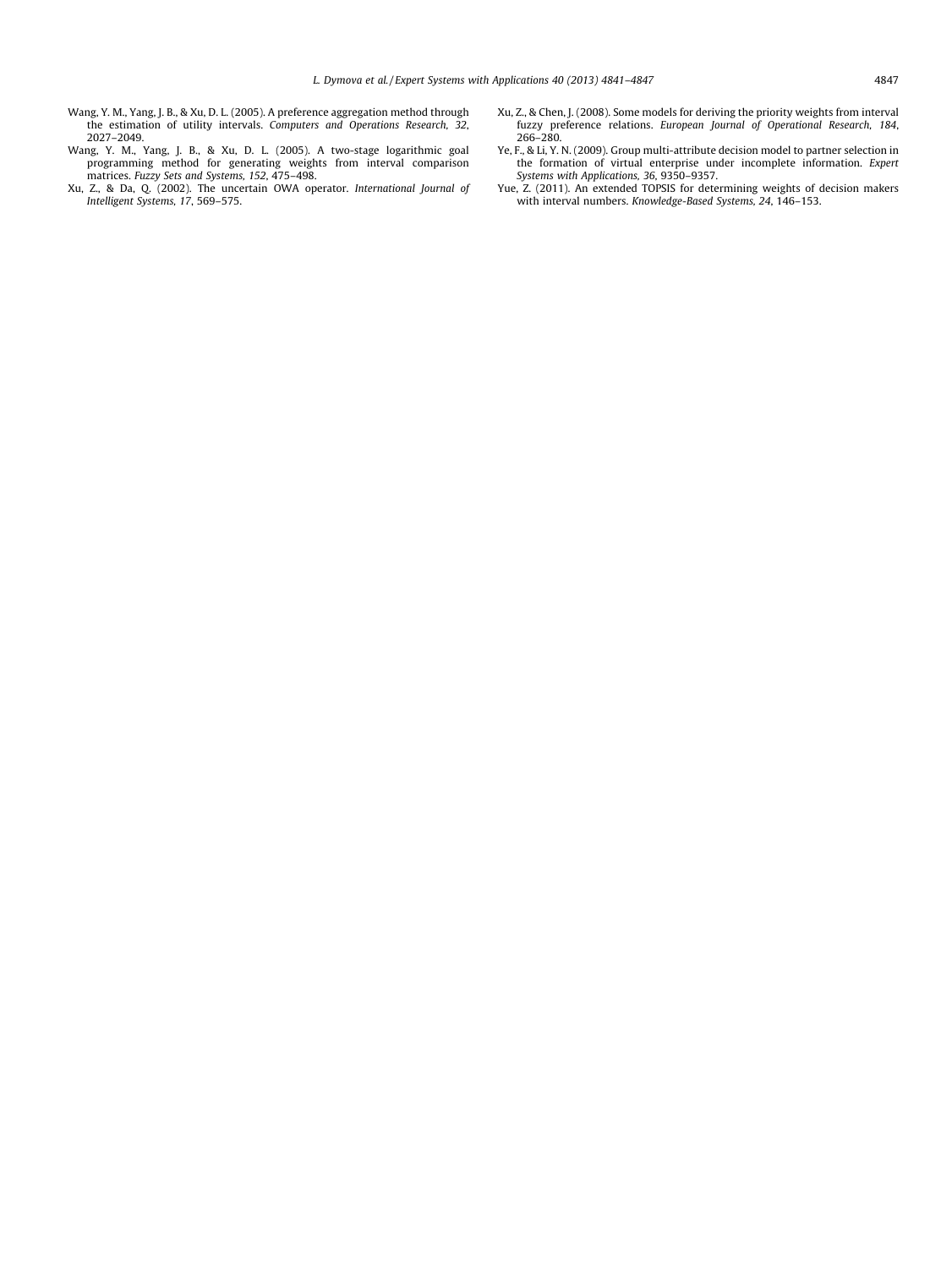Wang, Y. M., Yang, J. B., & Xu, D. L. (2005). A preference aggregation method through the estimation of utility intervals. *Computers and Operations Research, 32*, 2027–2049.

Wang, Y. M., Yang, J. B., & Xu, D. L. (2005). A two-stage logarithmic goal programming method for generating weights from interval comparison matrices. *Fuzzy Sets and Systems, 152*, 475–498.

Xu, Z., & Da, Q. (2002). The uncertain OWA operator. *International Journal of Intelligent Systems, 17*, 569–575.

Xu, Z., & Chen, J. (2008). Some models for deriving the priority weights from interval fuzzy preference relations. *European Journal of Operational Research, 184*, 266–280.

Ye, F., & Li, Y. N. (2009). Group multi-attribute decision model to partner selection in the formation of virtual enterprise under incomplete information. *Expert Systems with Applications, 36*, 9350–9357.

Yue, Z. (2011). An extended TOPSIS for determining weights of decision makers with interval numbers. *Knowledge-Based Systems, 24*, 146–153.